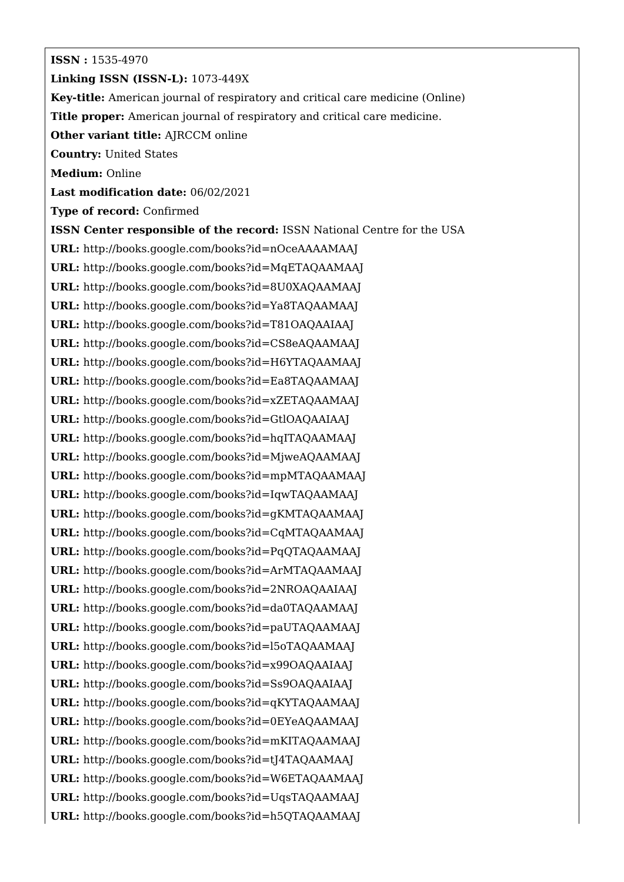**ISSN :** 1535-4970

**Linking ISSN (ISSN-L):** 1073-449X

**Key-title:** American journal of respiratory and critical care medicine (Online)

**Title proper:** American journal of respiratory and critical care medicine.

**Other variant title:** AJRCCM online

**Country:** United States

**Medium:** Online

**Last modification date:** 06/02/2021

**Type of record:** Confirmed

**ISSN Center responsible of the record:** ISSN National Centre for the USA

**URL:** http://books.google.com/books?id=nOceAAAAMAAJ

**URL:** http://books.google.com/books?id=MqETAQAAMAAJ

**URL:** http://books.google.com/books?id=8U0XAQAAMAAJ

**URL:** http://books.google.com/books?id=Ya8TAQAAMAAJ

**URL:** http://books.google.com/books?id=T81OAQAAIAAJ

**URL:** http://books.google.com/books?id=CS8eAQAAMAAJ

**URL:** http://books.google.com/books?id=H6YTAQAAMAAJ

**URL:** http://books.google.com/books?id=Ea8TAQAAMAAJ

**URL:** http://books.google.com/books?id=xZETAQAAMAAJ

**URL:** http://books.google.com/books?id=GtlOAQAAIAAJ

**URL:** http://books.google.com/books?id=hqITAQAAMAAJ

**URL:** http://books.google.com/books?id=MjweAQAAMAAJ

**URL:** http://books.google.com/books?id=mpMTAQAAMAAJ

**URL:** http://books.google.com/books?id=IqwTAQAAMAAJ

**URL:** http://books.google.com/books?id=gKMTAQAAMAAJ

**URL:** http://books.google.com/books?id=CqMTAQAAMAAJ

**URL:** http://books.google.com/books?id=PqQTAQAAMAAJ

**URL:** http://books.google.com/books?id=ArMTAQAAMAAJ

**URL:** http://books.google.com/books?id=2NROAQAAIAAJ

**URL:** http://books.google.com/books?id=da0TAQAAMAAJ

**URL:** http://books.google.com/books?id=paUTAQAAMAAJ

**URL:** http://books.google.com/books?id=l5oTAQAAMAAJ

**URL:** http://books.google.com/books?id=x99OAQAAIAAJ

**URL:** http://books.google.com/books?id=Ss9OAQAAIAAJ

**URL:** http://books.google.com/books?id=qKYTAQAAMAAJ

**URL:** http://books.google.com/books?id=0EYeAQAAMAAJ

**URL:** http://books.google.com/books?id=mKITAQAAMAAJ

**URL:** http://books.google.com/books?id=tJ4TAQAAMAAJ

**URL:** http://books.google.com/books?id=W6ETAQAAMAAJ

**URL:** http://books.google.com/books?id=UqsTAQAAMAAJ

**URL:** http://books.google.com/books?id=h5QTAQAAMAAJ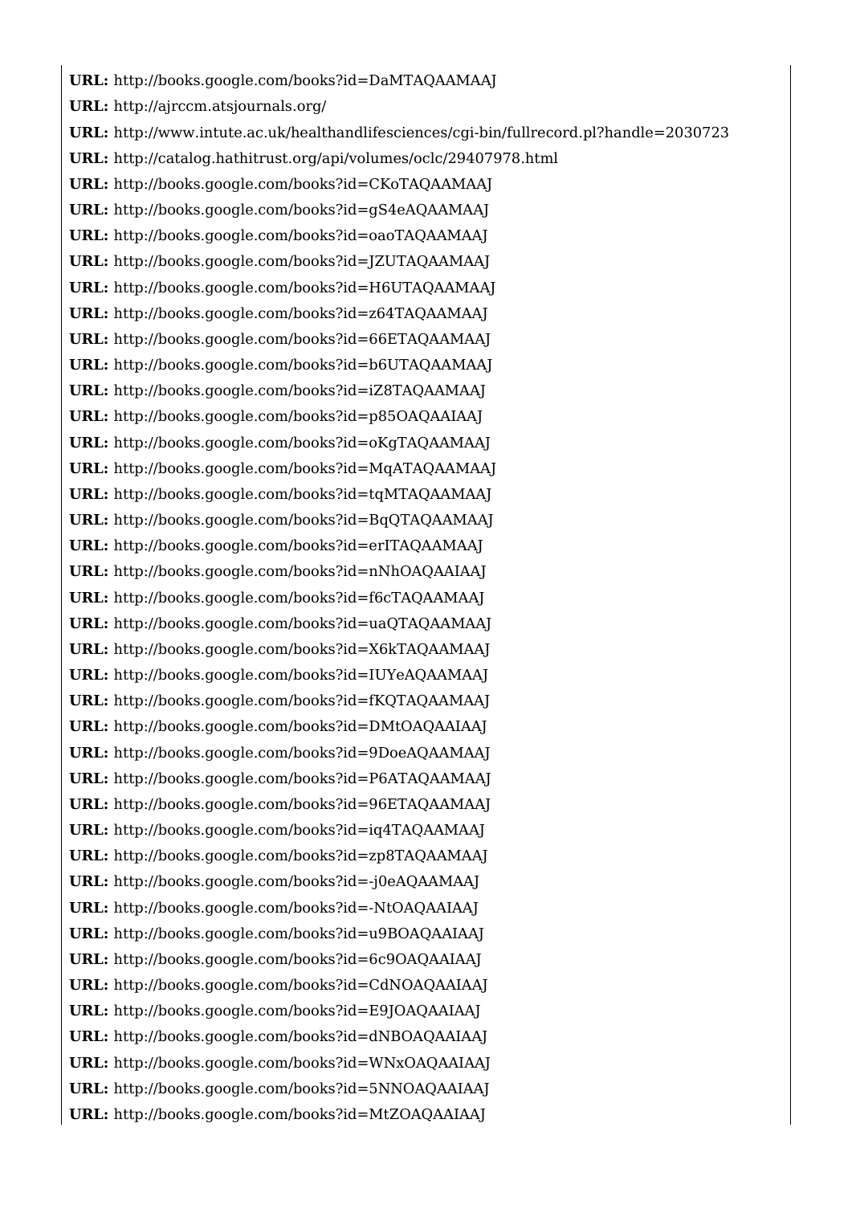**URL:** http://books.google.com/books?id=DaMTAQAAMAAJ

**URL:** http://ajrccm.atsjournals.org/

**URL:** http://www.intute.ac.uk/healthandlifesciences/cgi-bin/fullrecord.pl?handle=2030723

**URL:** http://catalog.hathitrust.org/api/volumes/oclc/29407978.html

**URL:** http://books.google.com/books?id=CKoTAQAAMAAJ

**URL:** http://books.google.com/books?id=gS4eAQAAMAAJ

**URL:** http://books.google.com/books?id=oaoTAQAAMAAJ

**URL:** http://books.google.com/books?id=JZUTAQAAMAAJ

**URL:** http://books.google.com/books?id=H6UTAQAAMAAJ

**URL:** http://books.google.com/books?id=z64TAQAAMAAJ

**URL:** http://books.google.com/books?id=66ETAQAAMAAJ

**URL:** http://books.google.com/books?id=b6UTAQAAMAAJ

**URL:** http://books.google.com/books?id=iZ8TAQAAMAAJ

**URL:** http://books.google.com/books?id=p85OAQAAIAAJ

**URL:** http://books.google.com/books?id=oKgTAQAAMAAJ

**URL:** http://books.google.com/books?id=MqATAQAAMAAJ

**URL:** http://books.google.com/books?id=tqMTAQAAMAAJ

**URL:** http://books.google.com/books?id=BqQTAQAAMAAJ

**URL:** http://books.google.com/books?id=erITAQAAMAAJ

**URL:** http://books.google.com/books?id=nNhOAQAAIAAJ

**URL:** http://books.google.com/books?id=f6cTAQAAMAAJ

**URL:** http://books.google.com/books?id=uaQTAQAAMAAJ

**URL:** http://books.google.com/books?id=X6kTAQAAMAAJ

**URL:** http://books.google.com/books?id=IUYeAQAAMAAJ

**URL:** http://books.google.com/books?id=fKQTAQAAMAAJ

**URL:** http://books.google.com/books?id=DMtOAQAAIAAJ

**URL:** http://books.google.com/books?id=9DoeAQAAMAAJ

**URL:** http://books.google.com/books?id=P6ATAQAAMAAJ

**URL:** http://books.google.com/books?id=96ETAQAAMAAJ

**URL:** http://books.google.com/books?id=iq4TAQAAMAAJ

**URL:** http://books.google.com/books?id=zp8TAQAAMAAJ

**URL:** http://books.google.com/books?id=-j0eAQAAMAAJ

**URL:** http://books.google.com/books?id=-NtOAQAAIAAJ

**URL:** http://books.google.com/books?id=u9BOAQAAIAAJ

**URL:** http://books.google.com/books?id=6c9OAQAAIAAJ

**URL:** http://books.google.com/books?id=CdNOAQAAIAAJ

**URL:** http://books.google.com/books?id=E9JOAQAAIAAJ

**URL:** http://books.google.com/books?id=dNBOAQAAIAAJ

**URL:** http://books.google.com/books?id=WNxOAQAAIAAJ

**URL:** http://books.google.com/books?id=5NNOAQAAIAAJ

**URL:** http://books.google.com/books?id=MtZOAQAAIAAJ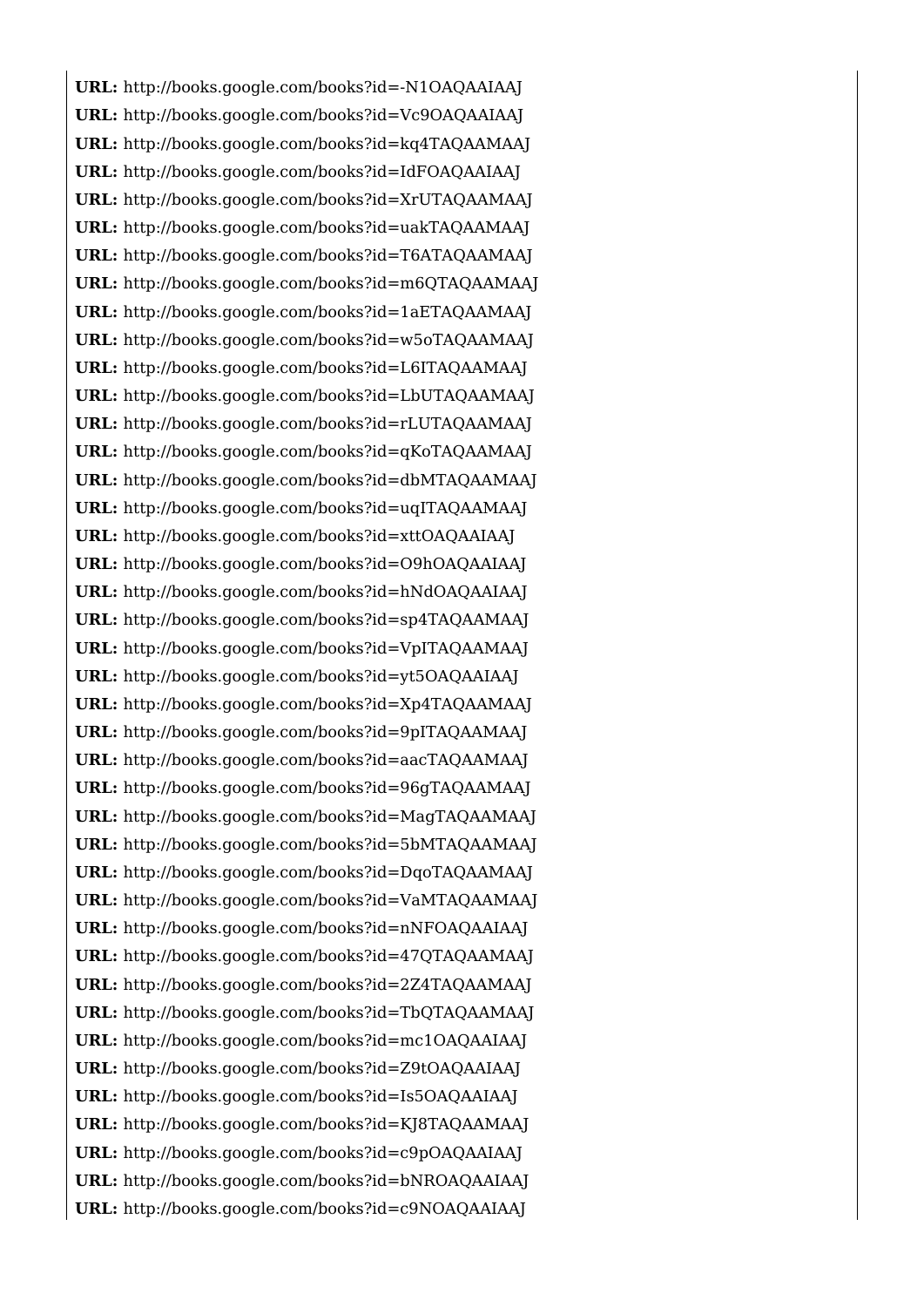**URL:** http://books.google.com/books?id=-N1OAQAAIAAJ

**URL:** http://books.google.com/books?id=Vc9OAQAAIAAJ

**URL:** http://books.google.com/books?id=kq4TAQAAMAAJ

**URL:** http://books.google.com/books?id=IdFOAQAAIAAJ

**URL:** http://books.google.com/books?id=XrUTAQAAMAAJ

**URL:** http://books.google.com/books?id=uakTAQAAMAAJ

**URL:** http://books.google.com/books?id=T6ATAQAAMAAJ

**URL:** http://books.google.com/books?id=m6QTAQAAMAAJ

**URL:** http://books.google.com/books?id=1aETAQAAMAAJ

**URL:** http://books.google.com/books?id=w5oTAQAAMAAJ

**URL:** http://books.google.com/books?id=L6ITAQAAMAAJ

**URL:** http://books.google.com/books?id=LbUTAQAAMAAJ

**URL:** http://books.google.com/books?id=rLUTAQAAMAAJ

**URL:** http://books.google.com/books?id=qKoTAQAAMAAJ

**URL:** http://books.google.com/books?id=dbMTAQAAMAAJ

**URL:** http://books.google.com/books?id=uqITAQAAMAAJ

**URL:** http://books.google.com/books?id=xttOAQAAIAAJ

**URL:** http://books.google.com/books?id=O9hOAQAAIAAJ

**URL:** http://books.google.com/books?id=hNdOAQAAIAAJ

**URL:** http://books.google.com/books?id=sp4TAQAAMAAJ

**URL:** http://books.google.com/books?id=VpITAQAAMAAJ

**URL:** http://books.google.com/books?id=yt5OAQAAIAAJ

**URL:** http://books.google.com/books?id=Xp4TAQAAMAAJ

**URL:** http://books.google.com/books?id=9pITAQAAMAAJ

**URL:** http://books.google.com/books?id=aacTAQAAMAAJ

**URL:** http://books.google.com/books?id=96gTAQAAMAAJ

**URL:** http://books.google.com/books?id=MagTAQAAMAAJ

**URL:** http://books.google.com/books?id=5bMTAQAAMAAJ

**URL:** http://books.google.com/books?id=DqoTAQAAMAAJ

**URL:** http://books.google.com/books?id=VaMTAQAAMAAJ

**URL:** http://books.google.com/books?id=nNFOAQAAIAAJ

**URL:** http://books.google.com/books?id=47QTAQAAMAAJ

**URL:** http://books.google.com/books?id=2Z4TAQAAMAAJ

**URL:** http://books.google.com/books?id=TbQTAQAAMAAJ

**URL:** http://books.google.com/books?id=mc1OAQAAIAAJ

**URL:** http://books.google.com/books?id=Z9tOAQAAIAAJ

**URL:** http://books.google.com/books?id=Is5OAQAAIAAJ

**URL:** http://books.google.com/books?id=KJ8TAQAAMAAJ

**URL:** http://books.google.com/books?id=c9pOAQAAIAAJ

**URL:** http://books.google.com/books?id=bNROAQAAIAAJ

**URL:** http://books.google.com/books?id=c9NOAQAAIAAJ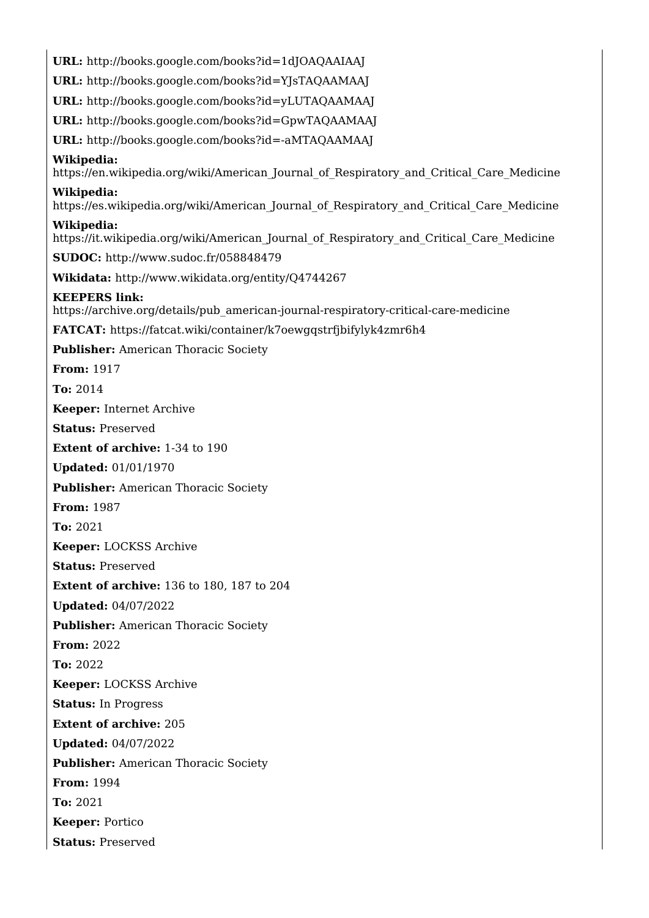**URL:** http://books.google.com/books?id=1dJOAQAAIAAJ

**URL:** http://books.google.com/books?id=YJsTAQAAMAAJ

**URL:** http://books.google.com/books?id=yLUTAQAAMAAJ

**URL:** http://books.google.com/books?id=GpwTAQAAMAAJ

**URL:** http://books.google.com/books?id=-aMTAQAAMAAJ

**Wikipedia:** https://en.wikipedia.org/wiki/American_Journal_of_Respiratory_and_Critical_Care_Medicine

**Wikipedia:** https://es.wikipedia.org/wiki/American_Journal_of_Respiratory_and_Critical_Care_Medicine

**Wikipedia:** https://it.wikipedia.org/wiki/American_Journal_of_Respiratory_and_Critical_Care_Medicine

**SUDOC:** http://www.sudoc.fr/058848479

**Wikidata:** http://www.wikidata.org/entity/Q4744267

**KEEPERS link:** https://archive.org/details/pub_american-journal-respiratory-critical-care-medicine

**FATCAT:** https://fatcat.wiki/container/k7oewgqstrfjbifylyk4zmr6h4

**Publisher:** American Thoracic Society

**From:** 1917

**To:** 2014

**Keeper:** Internet Archive

**Status:** Preserved

**Extent of archive:** 1-34 to 190

**Updated:** 01/01/1970

**Publisher:** American Thoracic Society

**From:** 1987

**To:** 2021

**Keeper:** LOCKSS Archive

**Status:** Preserved

**Extent of archive:** 136 to 180, 187 to 204

**Updated:** 04/07/2022

**Publisher:** American Thoracic Society

**From:** 2022

**To:** 2022

**Keeper:** LOCKSS Archive

**Status:** In Progress

**Extent of archive:** 205

**Updated:** 04/07/2022

**Publisher:** American Thoracic Society

**From:** 1994

**To:** 2021

**Keeper:** Portico

**Status:** Preserved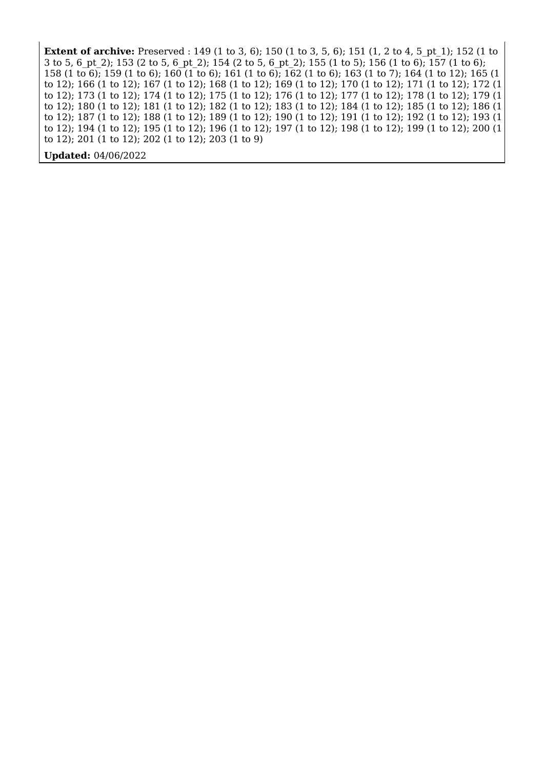**Extent of archive:** Preserved : 149 (1 to 3, 6); 150 (1 to 3, 5, 6); 151 (1, 2 to 4, 5_pt_1); 152 (1 to 3 to 5, 6_pt_2); 153 (2 to 5, 6_pt_2); 154 (2 to 5, 6_pt_2); 155 (1 to 5); 156 (1 to 6); 157 (1 to 6); 158 (1 to 6); 159 (1 to 6); 160 (1 to 6); 161 (1 to 6); 162 (1 to 6); 163 (1 to 7); 164 (1 to 12); 165 (1 to 12); 166 (1 to 12); 167 (1 to 12); 168 (1 to 12); 169 (1 to 12); 170 (1 to 12); 171 (1 to 12); 172 (1 to 12); 173 (1 to 12); 174 (1 to 12); 175 (1 to 12); 176 (1 to 12); 177 (1 to 12); 178 (1 to 12); 179 (1 to 12); 180 (1 to 12); 181 (1 to 12); 182 (1 to 12); 183 (1 to 12); 184 (1 to 12); 185 (1 to 12); 186 (1 to 12); 187 (1 to 12); 188 (1 to 12); 189 (1 to 12); 190 (1 to 12); 191 (1 to 12); 192 (1 to 12); 193 (1 to 12); 194 (1 to 12); 195 (1 to 12); 196 (1 to 12); 197 (1 to 12); 198 (1 to 12); 199 (1 to 12); 200 (1 to 12); 201 (1 to 12); 202 (1 to 12); 203 (1 to 9)

**Updated:** 04/06/2022